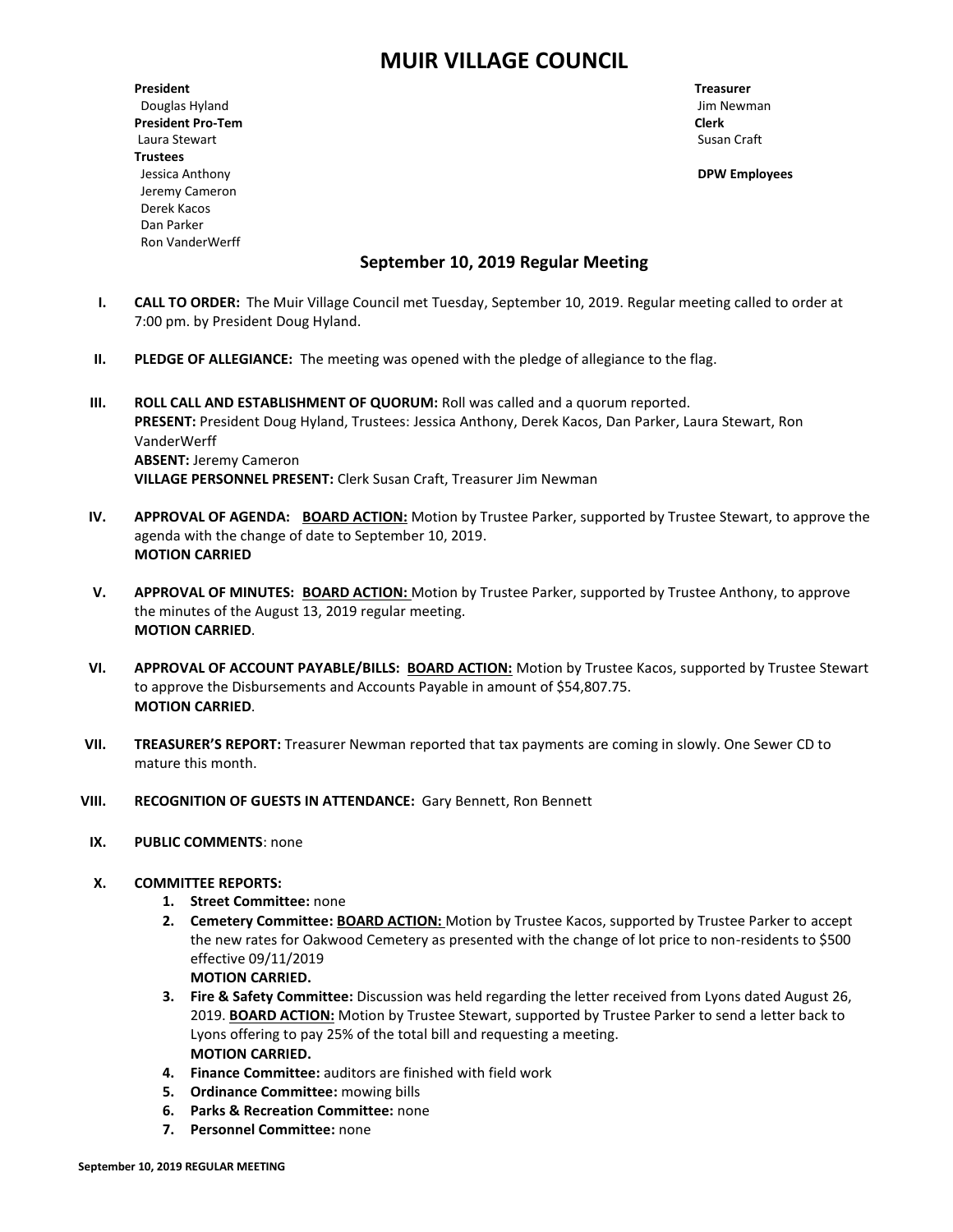# MUIR VILLAGE COUNCIL

**President**
Douglas Hyland
**President Pro-Tem**
Laura Stewart
**Trustees**
Jessica Anthony
Jeremy Cameron
Derek Kacos
Dan Parker
Ron VanderWerff

**Treasurer**
Jim Newman
**Clerk**
Susan Craft

**DPW Employees**

## September 10, 2019 Regular Meeting

**I. CALL TO ORDER:** The Muir Village Council met Tuesday, September 10, 2019. Regular meeting called to order at 7:00 pm. by President Doug Hyland.

**II. PLEDGE OF ALLEGIANCE:** The meeting was opened with the pledge of allegiance to the flag.

**III. ROLL CALL AND ESTABLISHMENT OF QUORUM:** Roll was called and a quorum reported.
**PRESENT:** President Doug Hyland, Trustees: Jessica Anthony, Derek Kacos, Dan Parker, Laura Stewart, Ron VanderWerff
**ABSENT:** Jeremy Cameron
**VILLAGE PERSONNEL PRESENT:** Clerk Susan Craft, Treasurer Jim Newman

**IV. APPROVAL OF AGENDA:** **BOARD ACTION:** Motion by Trustee Parker, supported by Trustee Stewart, to approve the agenda with the change of date to September 10, 2019.
**MOTION CARRIED**

**V. APPROVAL OF MINUTES:** **BOARD ACTION:** Motion by Trustee Parker, supported by Trustee Anthony, to approve the minutes of the August 13, 2019 regular meeting.
**MOTION CARRIED**.

**VI. APPROVAL OF ACCOUNT PAYABLE/BILLS:** **BOARD ACTION:** Motion by Trustee Kacos, supported by Trustee Stewart to approve the Disbursements and Accounts Payable in amount of $54,807.75.
**MOTION CARRIED**.

**VII. TREASURER'S REPORT:** Treasurer Newman reported that tax payments are coming in slowly. One Sewer CD to mature this month.

**VIII. RECOGNITION OF GUESTS IN ATTENDANCE:** Gary Bennett, Ron Bennett

**IX. PUBLIC COMMENTS**: none

**X. COMMITTEE REPORTS:**

1. **Street Committee:** none
2. **Cemetery Committee:** **BOARD ACTION:** Motion by Trustee Kacos, supported by Trustee Parker to accept the new rates for Oakwood Cemetery as presented with the change of lot price to non-residents to $500 effective 09/11/2019
   **MOTION CARRIED.**
3. **Fire & Safety Committee:** Discussion was held regarding the letter received from Lyons dated August 26, 2019. **BOARD ACTION:** Motion by Trustee Stewart, supported by Trustee Parker to send a letter back to Lyons offering to pay 25% of the total bill and requesting a meeting.
   **MOTION CARRIED.**
4. **Finance Committee:** auditors are finished with field work
5. **Ordinance Committee:** mowing bills
6. **Parks & Recreation Committee:** none
7. **Personnel Committee:** none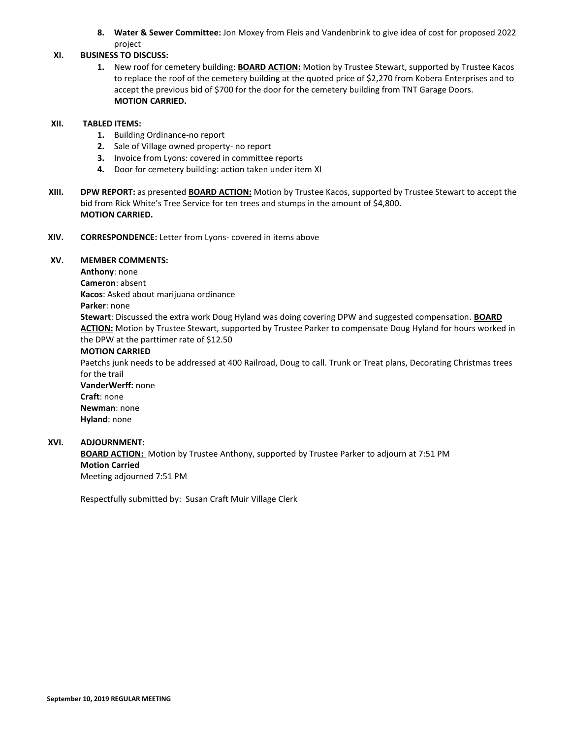8. **Water & Sewer Committee:** Jon Moxey from Fleis and Vandenbrink to give idea of cost for proposed 2022 project

**XI. BUSINESS TO DISCUSS:**

1. New roof for cemetery building: **BOARD ACTION:** Motion by Trustee Stewart, supported by Trustee Kacos to replace the roof of the cemetery building at the quoted price of $2,270 from Kobera Enterprises and to accept the previous bid of $700 for the door for the cemetery building from TNT Garage Doors.
   **MOTION CARRIED.**

**XII. TABLED ITEMS:**

1. Building Ordinance-no report
2. Sale of Village owned property- no report
3. Invoice from Lyons: covered in committee reports
4. Door for cemetery building: action taken under item XI

**XIII. DPW REPORT:** as presented **BOARD ACTION:** Motion by Trustee Kacos, supported by Trustee Stewart to accept the bid from Rick White's Tree Service for ten trees and stumps in the amount of $4,800.
**MOTION CARRIED.**

**XIV. CORRESPONDENCE:** Letter from Lyons- covered in items above

**XV. MEMBER COMMENTS:**

**Anthony**: none
**Cameron**: absent
**Kacos**: Asked about marijuana ordinance
**Parker**: none
**Stewart**: Discussed the extra work Doug Hyland was doing covering DPW and suggested compensation. **BOARD ACTION:** Motion by Trustee Stewart, supported by Trustee Parker to compensate Doug Hyland for hours worked in the DPW at the parttimer rate of $12.50
**MOTION CARRIED**
Paetchs junk needs to be addressed at 400 Railroad, Doug to call. Trunk or Treat plans, Decorating Christmas trees for the trail
**VanderWerff:** none
**Craft**: none
**Newman**: none
**Hyland**: none

**XVI. ADJOURNMENT:**

**BOARD ACTION:** Motion by Trustee Anthony, supported by Trustee Parker to adjourn at 7:51 PM
**Motion Carried**
Meeting adjourned 7:51 PM

Respectfully submitted by: Susan Craft Muir Village Clerk